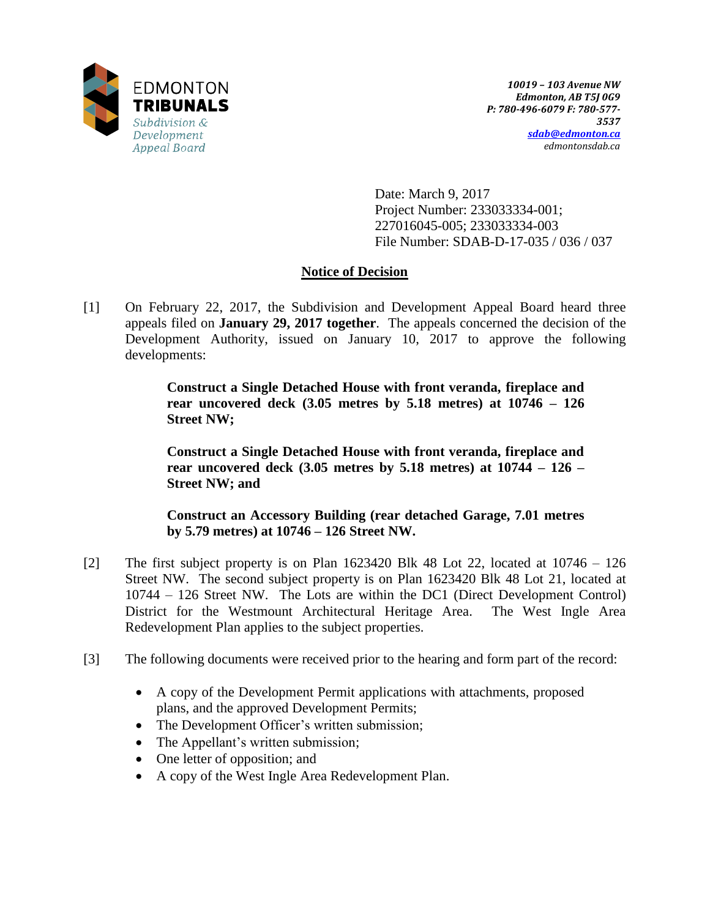EDMONTON
**TRIBUNALS**
*Subdivision & Development Appeal Board*

***10019 – 103 Avenue NW***
***Edmonton, AB T5J 0G9***
***P: 780-496-6079 F: 780-577-3537***
***sdab@edmonton.ca***
*edmontonsdab.ca*

Date: March 9, 2017
Project Number: 233033334-001; 227016045-005; 233033334-003
File Number: SDAB-D-17-035 / 036 / 037

## Notice of Decision

[1] On February 22, 2017, the Subdivision and Development Appeal Board heard three appeals filed on **January 29, 2017 together**. The appeals concerned the decision of the Development Authority, issued on January 10, 2017 to approve the following developments:

> **Construct a Single Detached House with front veranda, fireplace and rear uncovered deck (3.05 metres by 5.18 metres) at 10746 – 126 Street NW;**
>
> **Construct a Single Detached House with front veranda, fireplace and rear uncovered deck (3.05 metres by 5.18 metres) at 10744 – 126 – Street NW; and**
>
> **Construct an Accessory Building (rear detached Garage, 7.01 metres by 5.79 metres) at 10746 – 126 Street NW.**

[2] The first subject property is on Plan 1623420 Blk 48 Lot 22, located at 10746 – 126 Street NW. The second subject property is on Plan 1623420 Blk 48 Lot 21, located at 10744 – 126 Street NW. The Lots are within the DC1 (Direct Development Control) District for the Westmount Architectural Heritage Area. The West Ingle Area Redevelopment Plan applies to the subject properties.

[3] The following documents were received prior to the hearing and form part of the record:

- A copy of the Development Permit applications with attachments, proposed plans, and the approved Development Permits;
- The Development Officer's written submission;
- The Appellant's written submission;
- One letter of opposition; and
- A copy of the West Ingle Area Redevelopment Plan.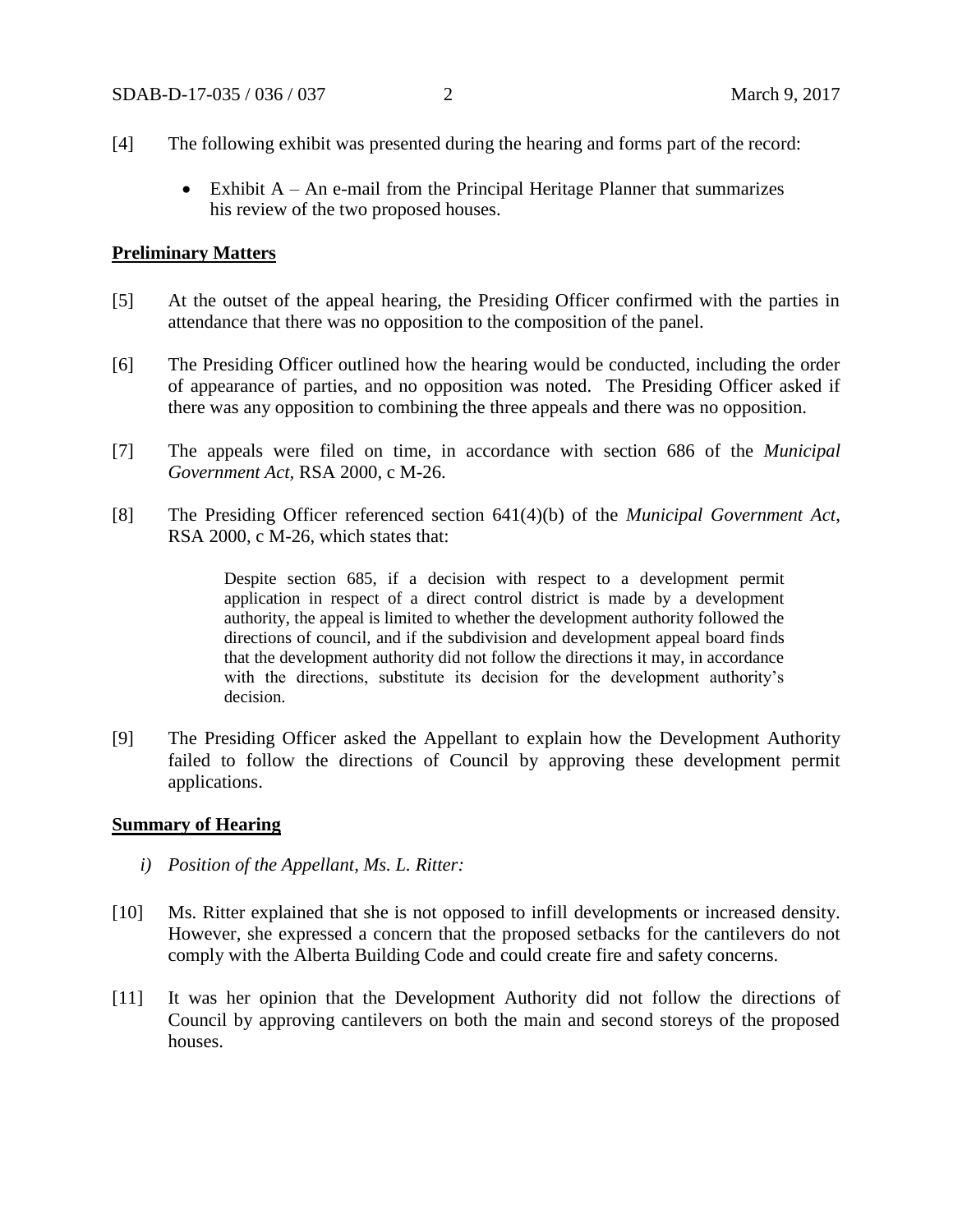[4] The following exhibit was presented during the hearing and forms part of the record:

- Exhibit A – An e-mail from the Principal Heritage Planner that summarizes his review of the two proposed houses.

**Preliminary Matters**

[5] At the outset of the appeal hearing, the Presiding Officer confirmed with the parties in attendance that there was no opposition to the composition of the panel.

[6] The Presiding Officer outlined how the hearing would be conducted, including the order of appearance of parties, and no opposition was noted. The Presiding Officer asked if there was any opposition to combining the three appeals and there was no opposition.

[7] The appeals were filed on time, in accordance with section 686 of the *Municipal Government Act*, RSA 2000, c M-26.

[8] The Presiding Officer referenced section 641(4)(b) of the *Municipal Government Act*, RSA 2000, c M-26, which states that:

> Despite section 685, if a decision with respect to a development permit application in respect of a direct control district is made by a development authority, the appeal is limited to whether the development authority followed the directions of council, and if the subdivision and development appeal board finds that the development authority did not follow the directions it may, in accordance with the directions, substitute its decision for the development authority's decision.

[9] The Presiding Officer asked the Appellant to explain how the Development Authority failed to follow the directions of Council by approving these development permit applications.

**Summary of Hearing**

*i) Position of the Appellant, Ms. L. Ritter:*

[10] Ms. Ritter explained that she is not opposed to infill developments or increased density. However, she expressed a concern that the proposed setbacks for the cantilevers do not comply with the Alberta Building Code and could create fire and safety concerns.

[11] It was her opinion that the Development Authority did not follow the directions of Council by approving cantilevers on both the main and second storeys of the proposed houses.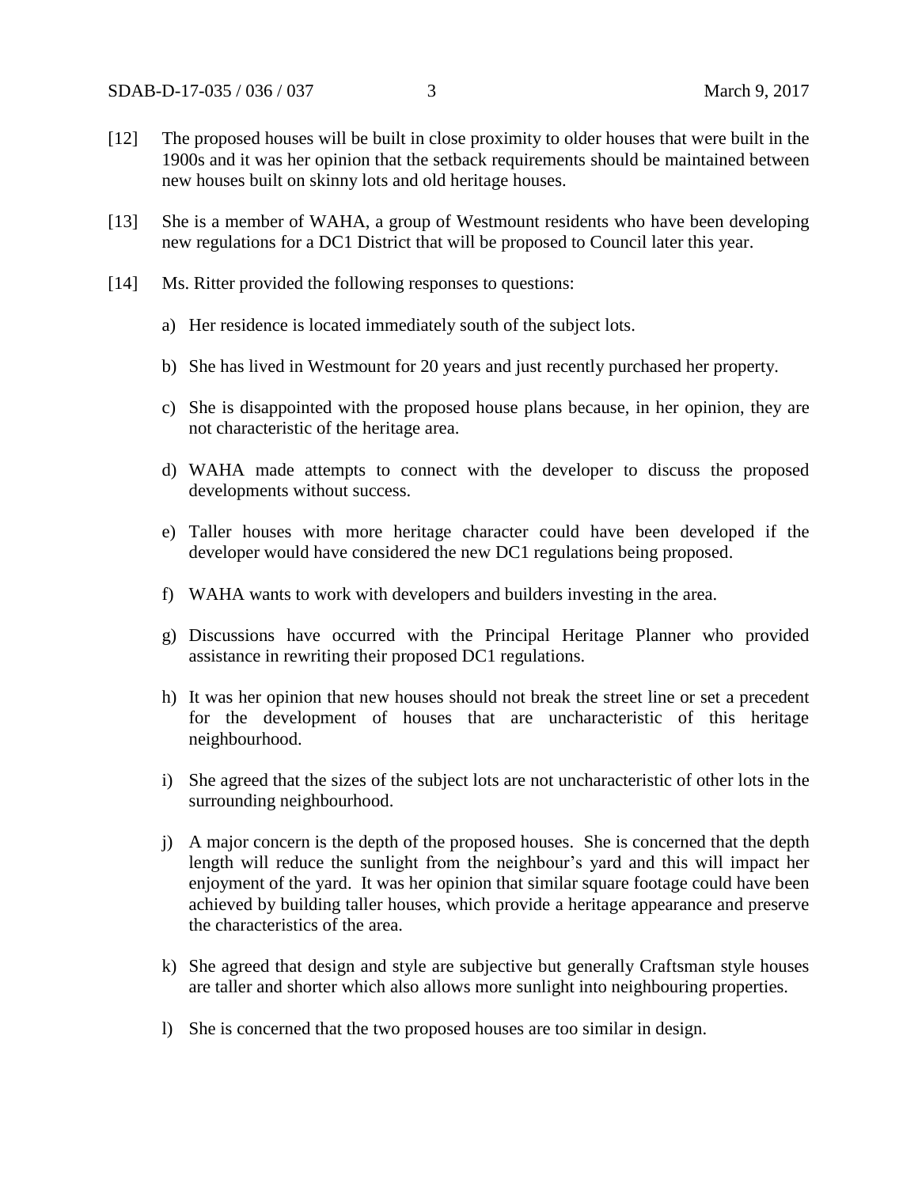[12] The proposed houses will be built in close proximity to older houses that were built in the 1900s and it was her opinion that the setback requirements should be maintained between new houses built on skinny lots and old heritage houses.

[13] She is a member of WAHA, a group of Westmount residents who have been developing new regulations for a DC1 District that will be proposed to Council later this year.

[14] Ms. Ritter provided the following responses to questions:

a) Her residence is located immediately south of the subject lots.

b) She has lived in Westmount for 20 years and just recently purchased her property.

c) She is disappointed with the proposed house plans because, in her opinion, they are not characteristic of the heritage area.

d) WAHA made attempts to connect with the developer to discuss the proposed developments without success.

e) Taller houses with more heritage character could have been developed if the developer would have considered the new DC1 regulations being proposed.

f) WAHA wants to work with developers and builders investing in the area.

g) Discussions have occurred with the Principal Heritage Planner who provided assistance in rewriting their proposed DC1 regulations.

h) It was her opinion that new houses should not break the street line or set a precedent for the development of houses that are uncharacteristic of this heritage neighbourhood.

i) She agreed that the sizes of the subject lots are not uncharacteristic of other lots in the surrounding neighbourhood.

j) A major concern is the depth of the proposed houses. She is concerned that the depth length will reduce the sunlight from the neighbour's yard and this will impact her enjoyment of the yard. It was her opinion that similar square footage could have been achieved by building taller houses, which provide a heritage appearance and preserve the characteristics of the area.

k) She agreed that design and style are subjective but generally Craftsman style houses are taller and shorter which also allows more sunlight into neighbouring properties.

l) She is concerned that the two proposed houses are too similar in design.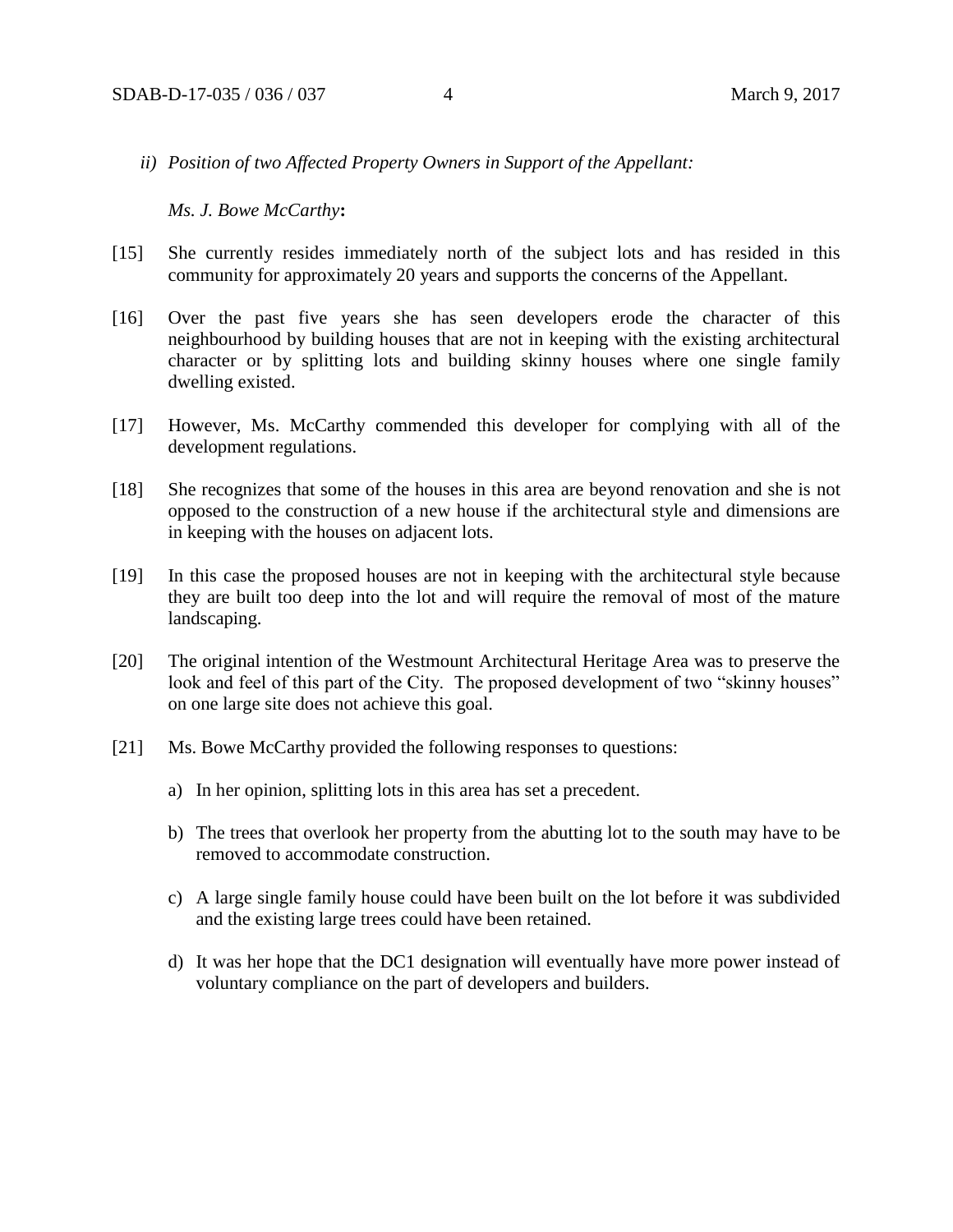*ii) Position of two Affected Property Owners in Support of the Appellant:*

*Ms. J. Bowe McCarthy***:**

[15] She currently resides immediately north of the subject lots and has resided in this community for approximately 20 years and supports the concerns of the Appellant.

[16] Over the past five years she has seen developers erode the character of this neighbourhood by building houses that are not in keeping with the existing architectural character or by splitting lots and building skinny houses where one single family dwelling existed.

[17] However, Ms. McCarthy commended this developer for complying with all of the development regulations.

[18] She recognizes that some of the houses in this area are beyond renovation and she is not opposed to the construction of a new house if the architectural style and dimensions are in keeping with the houses on adjacent lots.

[19] In this case the proposed houses are not in keeping with the architectural style because they are built too deep into the lot and will require the removal of most of the mature landscaping.

[20] The original intention of the Westmount Architectural Heritage Area was to preserve the look and feel of this part of the City. The proposed development of two "skinny houses" on one large site does not achieve this goal.

[21] Ms. Bowe McCarthy provided the following responses to questions:

a) In her opinion, splitting lots in this area has set a precedent.

b) The trees that overlook her property from the abutting lot to the south may have to be removed to accommodate construction.

c) A large single family house could have been built on the lot before it was subdivided and the existing large trees could have been retained.

d) It was her hope that the DC1 designation will eventually have more power instead of voluntary compliance on the part of developers and builders.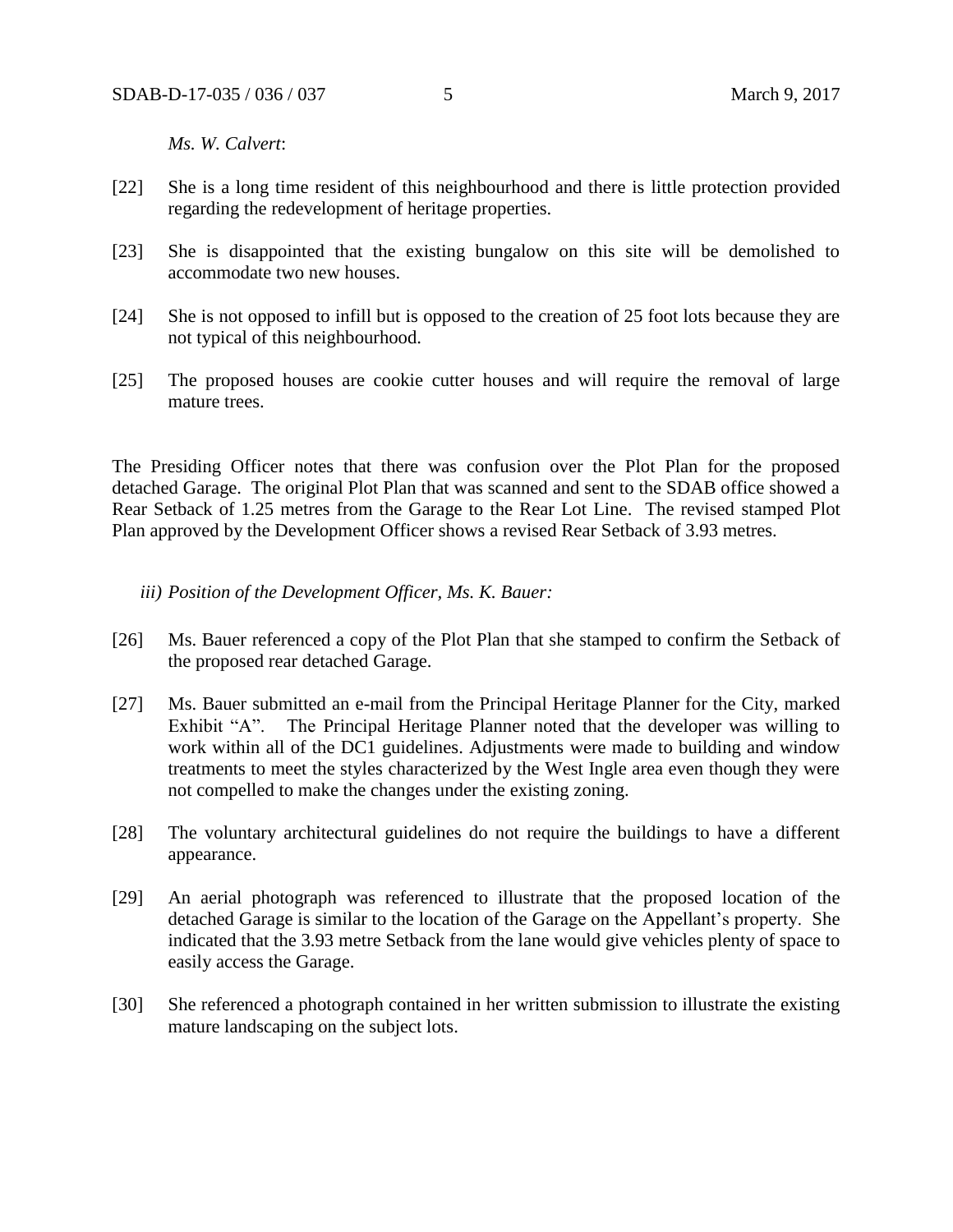*Ms. W. Calvert*:

[22] She is a long time resident of this neighbourhood and there is little protection provided regarding the redevelopment of heritage properties.

[23] She is disappointed that the existing bungalow on this site will be demolished to accommodate two new houses.

[24] She is not opposed to infill but is opposed to the creation of 25 foot lots because they are not typical of this neighbourhood.

[25] The proposed houses are cookie cutter houses and will require the removal of large mature trees.

The Presiding Officer notes that there was confusion over the Plot Plan for the proposed detached Garage. The original Plot Plan that was scanned and sent to the SDAB office showed a Rear Setback of 1.25 metres from the Garage to the Rear Lot Line. The revised stamped Plot Plan approved by the Development Officer shows a revised Rear Setback of 3.93 metres.

*iii) Position of the Development Officer, Ms. K. Bauer:*

[26] Ms. Bauer referenced a copy of the Plot Plan that she stamped to confirm the Setback of the proposed rear detached Garage.

[27] Ms. Bauer submitted an e-mail from the Principal Heritage Planner for the City, marked Exhibit "A". The Principal Heritage Planner noted that the developer was willing to work within all of the DC1 guidelines. Adjustments were made to building and window treatments to meet the styles characterized by the West Ingle area even though they were not compelled to make the changes under the existing zoning.

[28] The voluntary architectural guidelines do not require the buildings to have a different appearance.

[29] An aerial photograph was referenced to illustrate that the proposed location of the detached Garage is similar to the location of the Garage on the Appellant's property. She indicated that the 3.93 metre Setback from the lane would give vehicles plenty of space to easily access the Garage.

[30] She referenced a photograph contained in her written submission to illustrate the existing mature landscaping on the subject lots.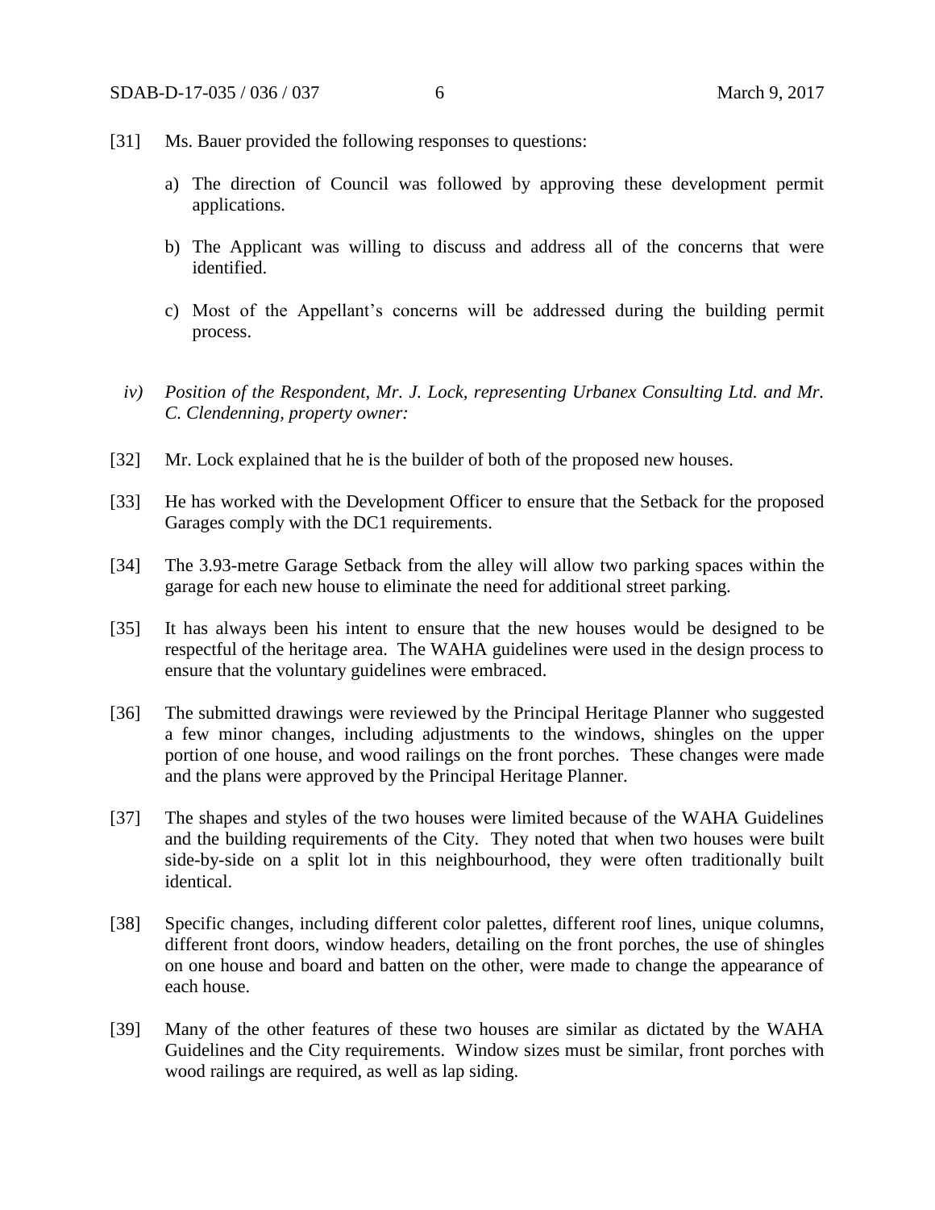[31] Ms. Bauer provided the following responses to questions:

a) The direction of Council was followed by approving these development permit applications.

b) The Applicant was willing to discuss and address all of the concerns that were identified.

c) Most of the Appellant's concerns will be addressed during the building permit process.

*iv) Position of the Respondent, Mr. J. Lock, representing Urbanex Consulting Ltd. and Mr. C. Clendenning, property owner:*

[32] Mr. Lock explained that he is the builder of both of the proposed new houses.

[33] He has worked with the Development Officer to ensure that the Setback for the proposed Garages comply with the DC1 requirements.

[34] The 3.93-metre Garage Setback from the alley will allow two parking spaces within the garage for each new house to eliminate the need for additional street parking.

[35] It has always been his intent to ensure that the new houses would be designed to be respectful of the heritage area. The WAHA guidelines were used in the design process to ensure that the voluntary guidelines were embraced.

[36] The submitted drawings were reviewed by the Principal Heritage Planner who suggested a few minor changes, including adjustments to the windows, shingles on the upper portion of one house, and wood railings on the front porches. These changes were made and the plans were approved by the Principal Heritage Planner.

[37] The shapes and styles of the two houses were limited because of the WAHA Guidelines and the building requirements of the City. They noted that when two houses were built side-by-side on a split lot in this neighbourhood, they were often traditionally built identical.

[38] Specific changes, including different color palettes, different roof lines, unique columns, different front doors, window headers, detailing on the front porches, the use of shingles on one house and board and batten on the other, were made to change the appearance of each house.

[39] Many of the other features of these two houses are similar as dictated by the WAHA Guidelines and the City requirements. Window sizes must be similar, front porches with wood railings are required, as well as lap siding.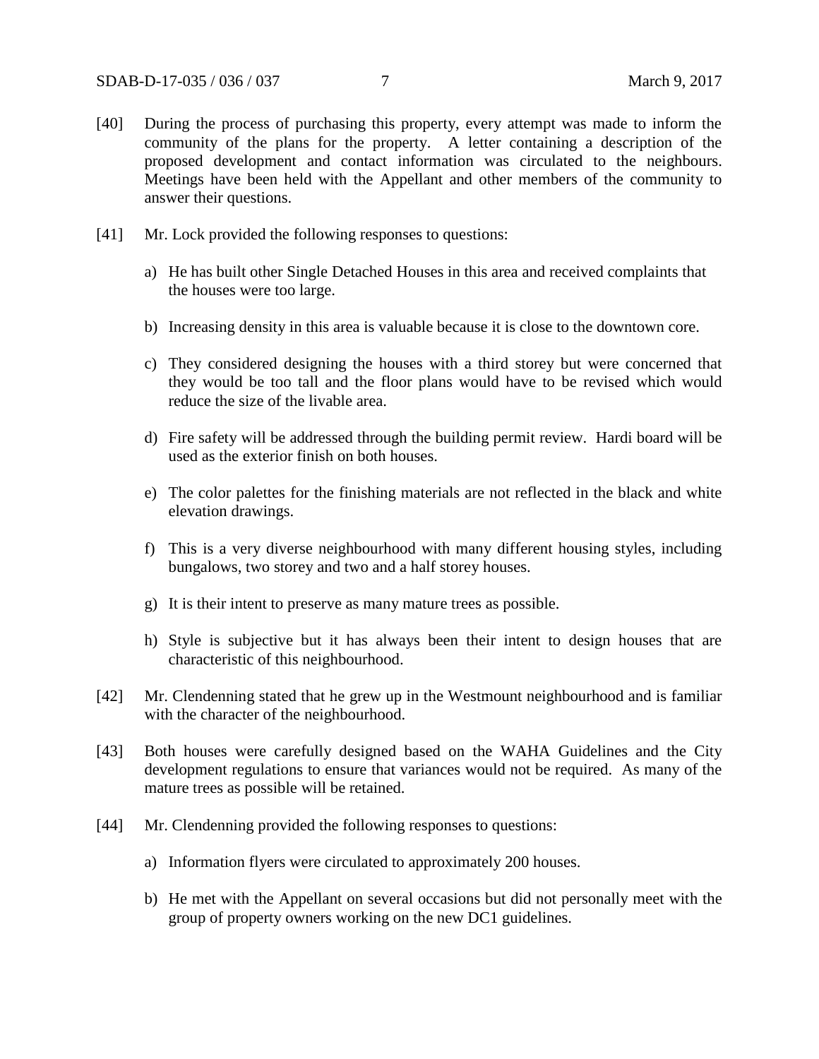[40] During the process of purchasing this property, every attempt was made to inform the community of the plans for the property. A letter containing a description of the proposed development and contact information was circulated to the neighbours. Meetings have been held with the Appellant and other members of the community to answer their questions.

[41] Mr. Lock provided the following responses to questions:

a) He has built other Single Detached Houses in this area and received complaints that the houses were too large.

b) Increasing density in this area is valuable because it is close to the downtown core.

c) They considered designing the houses with a third storey but were concerned that they would be too tall and the floor plans would have to be revised which would reduce the size of the livable area.

d) Fire safety will be addressed through the building permit review. Hardi board will be used as the exterior finish on both houses.

e) The color palettes for the finishing materials are not reflected in the black and white elevation drawings.

f) This is a very diverse neighbourhood with many different housing styles, including bungalows, two storey and two and a half storey houses.

g) It is their intent to preserve as many mature trees as possible.

h) Style is subjective but it has always been their intent to design houses that are characteristic of this neighbourhood.

[42] Mr. Clendenning stated that he grew up in the Westmount neighbourhood and is familiar with the character of the neighbourhood.

[43] Both houses were carefully designed based on the WAHA Guidelines and the City development regulations to ensure that variances would not be required. As many of the mature trees as possible will be retained.

[44] Mr. Clendenning provided the following responses to questions:

a) Information flyers were circulated to approximately 200 houses.

b) He met with the Appellant on several occasions but did not personally meet with the group of property owners working on the new DC1 guidelines.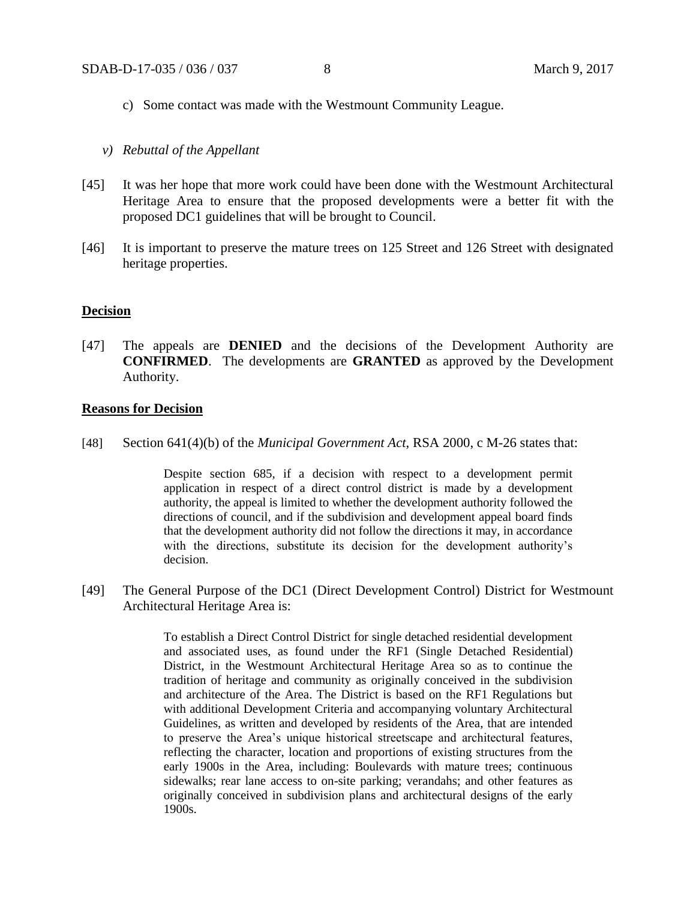c) Some contact was made with the Westmount Community League.

*v) Rebuttal of the Appellant*

[45] It was her hope that more work could have been done with the Westmount Architectural Heritage Area to ensure that the proposed developments were a better fit with the proposed DC1 guidelines that will be brought to Council.

[46] It is important to preserve the mature trees on 125 Street and 126 Street with designated heritage properties.

**Decision**

[47] The appeals are **DENIED** and the decisions of the Development Authority are **CONFIRMED**. The developments are **GRANTED** as approved by the Development Authority.

**Reasons for Decision**

[48] Section 641(4)(b) of the *Municipal Government Act*, RSA 2000, c M-26 states that:

> Despite section 685, if a decision with respect to a development permit application in respect of a direct control district is made by a development authority, the appeal is limited to whether the development authority followed the directions of council, and if the subdivision and development appeal board finds that the development authority did not follow the directions it may, in accordance with the directions, substitute its decision for the development authority's decision.

[49] The General Purpose of the DC1 (Direct Development Control) District for Westmount Architectural Heritage Area is:

> To establish a Direct Control District for single detached residential development and associated uses, as found under the RF1 (Single Detached Residential) District, in the Westmount Architectural Heritage Area so as to continue the tradition of heritage and community as originally conceived in the subdivision and architecture of the Area. The District is based on the RF1 Regulations but with additional Development Criteria and accompanying voluntary Architectural Guidelines, as written and developed by residents of the Area, that are intended to preserve the Area's unique historical streetscape and architectural features, reflecting the character, location and proportions of existing structures from the early 1900s in the Area, including: Boulevards with mature trees; continuous sidewalks; rear lane access to on-site parking; verandahs; and other features as originally conceived in subdivision plans and architectural designs of the early 1900s.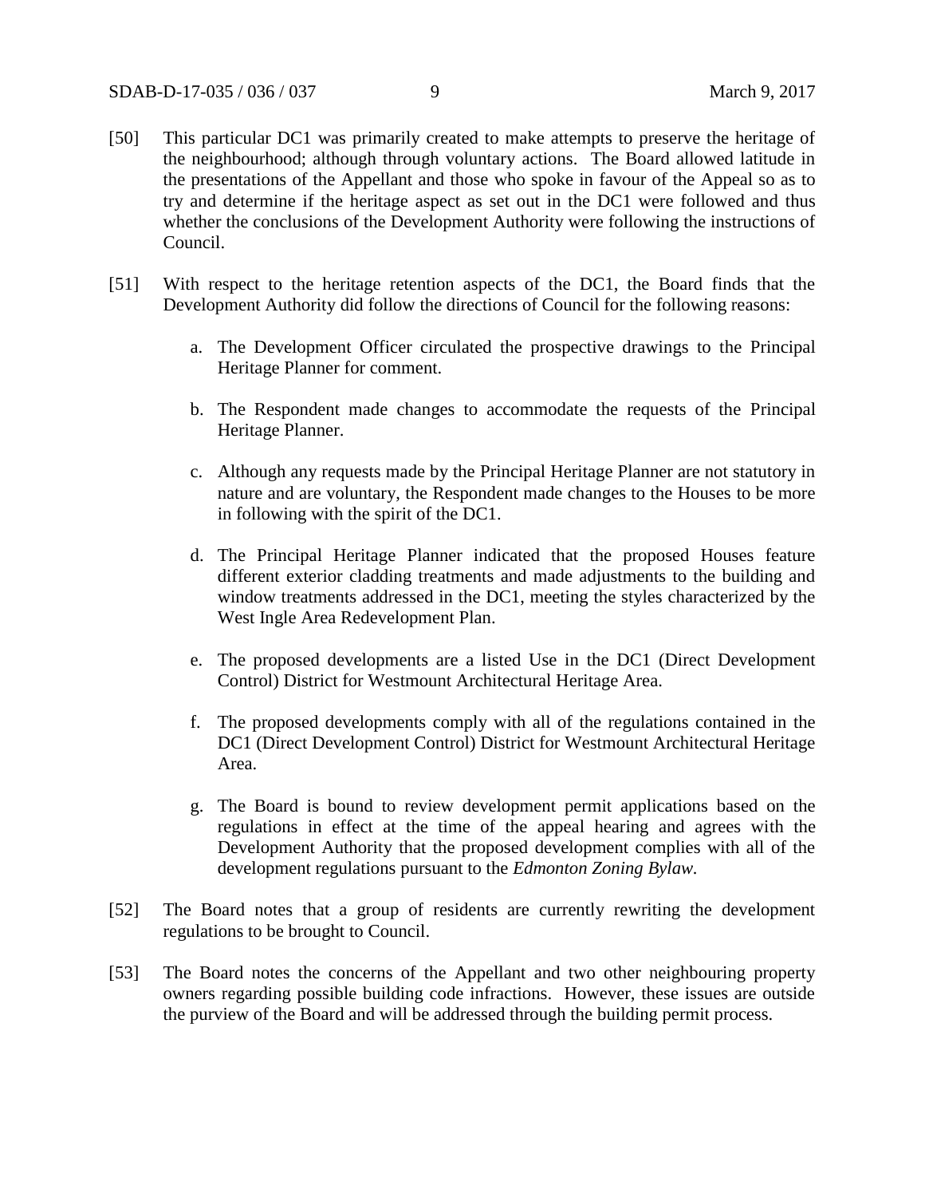[50] This particular DC1 was primarily created to make attempts to preserve the heritage of the neighbourhood; although through voluntary actions. The Board allowed latitude in the presentations of the Appellant and those who spoke in favour of the Appeal so as to try and determine if the heritage aspect as set out in the DC1 were followed and thus whether the conclusions of the Development Authority were following the instructions of Council.

[51] With respect to the heritage retention aspects of the DC1, the Board finds that the Development Authority did follow the directions of Council for the following reasons:

a. The Development Officer circulated the prospective drawings to the Principal Heritage Planner for comment.

b. The Respondent made changes to accommodate the requests of the Principal Heritage Planner.

c. Although any requests made by the Principal Heritage Planner are not statutory in nature and are voluntary, the Respondent made changes to the Houses to be more in following with the spirit of the DC1.

d. The Principal Heritage Planner indicated that the proposed Houses feature different exterior cladding treatments and made adjustments to the building and window treatments addressed in the DC1, meeting the styles characterized by the West Ingle Area Redevelopment Plan.

e. The proposed developments are a listed Use in the DC1 (Direct Development Control) District for Westmount Architectural Heritage Area.

f. The proposed developments comply with all of the regulations contained in the DC1 (Direct Development Control) District for Westmount Architectural Heritage Area.

g. The Board is bound to review development permit applications based on the regulations in effect at the time of the appeal hearing and agrees with the Development Authority that the proposed development complies with all of the development regulations pursuant to the *Edmonton Zoning Bylaw*.

[52] The Board notes that a group of residents are currently rewriting the development regulations to be brought to Council.

[53] The Board notes the concerns of the Appellant and two other neighbouring property owners regarding possible building code infractions. However, these issues are outside the purview of the Board and will be addressed through the building permit process.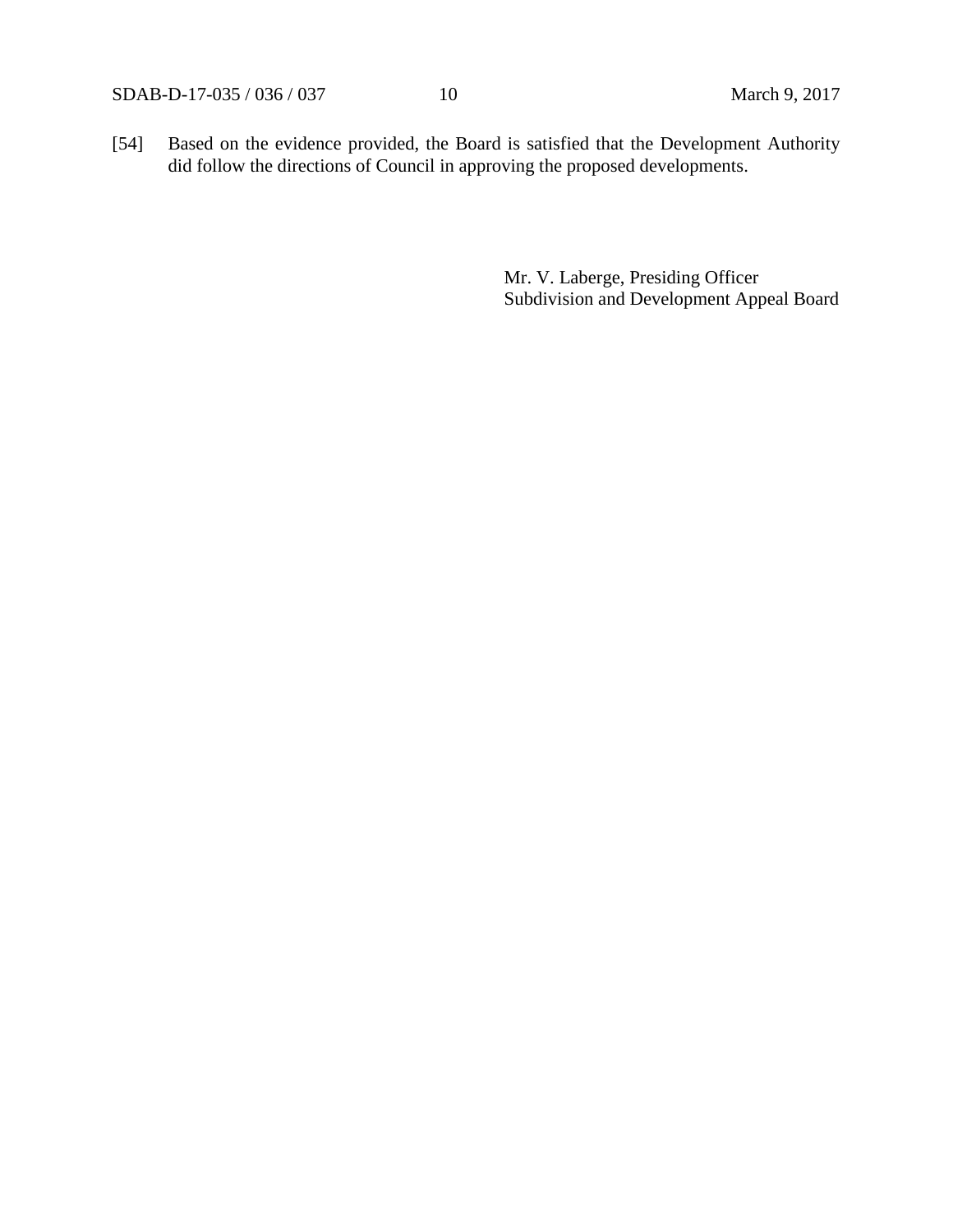[54] Based on the evidence provided, the Board is satisfied that the Development Authority did follow the directions of Council in approving the proposed developments.

Mr. V. Laberge, Presiding Officer
Subdivision and Development Appeal Board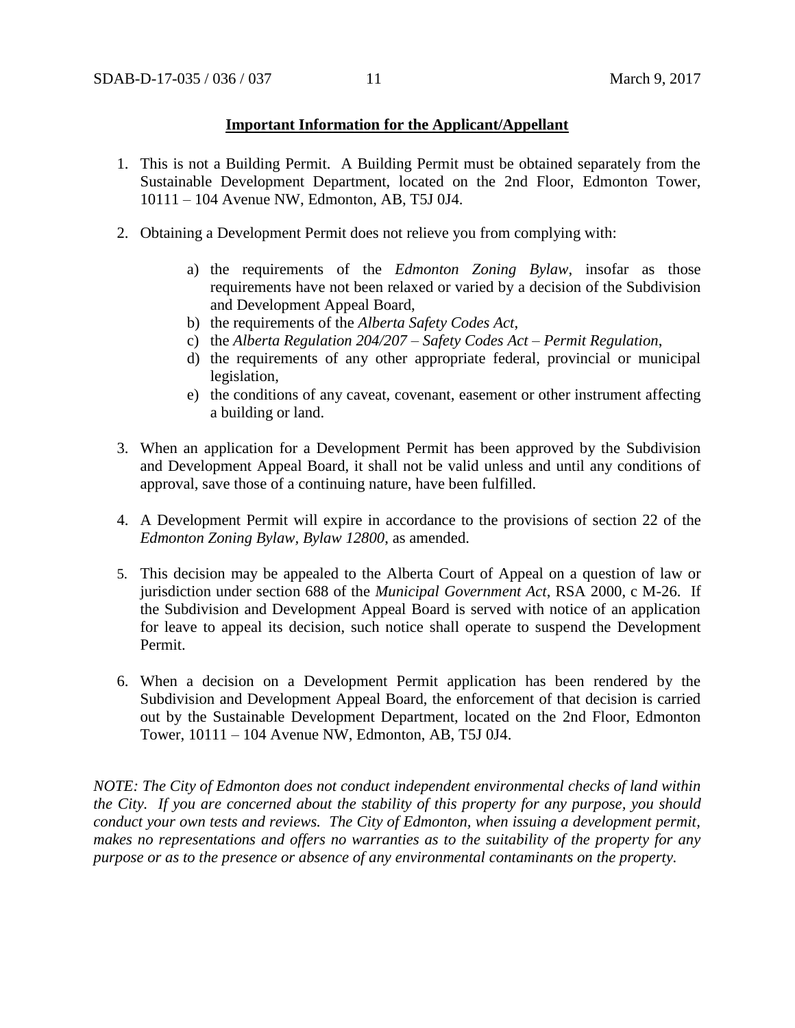**Important Information for the Applicant/Appellant**

1. This is not a Building Permit. A Building Permit must be obtained separately from the Sustainable Development Department, located on the 2nd Floor, Edmonton Tower, 10111 – 104 Avenue NW, Edmonton, AB, T5J 0J4.

2. Obtaining a Development Permit does not relieve you from complying with:

    a) the requirements of the *Edmonton Zoning Bylaw*, insofar as those requirements have not been relaxed or varied by a decision of the Subdivision and Development Appeal Board,
    b) the requirements of the *Alberta Safety Codes Act*,
    c) the *Alberta Regulation 204/207 – Safety Codes Act – Permit Regulation*,
    d) the requirements of any other appropriate federal, provincial or municipal legislation,
    e) the conditions of any caveat, covenant, easement or other instrument affecting a building or land.

3. When an application for a Development Permit has been approved by the Subdivision and Development Appeal Board, it shall not be valid unless and until any conditions of approval, save those of a continuing nature, have been fulfilled.

4. A Development Permit will expire in accordance to the provisions of section 22 of the *Edmonton Zoning Bylaw, Bylaw 12800*, as amended.

5. This decision may be appealed to the Alberta Court of Appeal on a question of law or jurisdiction under section 688 of the *Municipal Government Act*, RSA 2000, c M-26. If the Subdivision and Development Appeal Board is served with notice of an application for leave to appeal its decision, such notice shall operate to suspend the Development Permit.

6. When a decision on a Development Permit application has been rendered by the Subdivision and Development Appeal Board, the enforcement of that decision is carried out by the Sustainable Development Department, located on the 2nd Floor, Edmonton Tower, 10111 – 104 Avenue NW, Edmonton, AB, T5J 0J4.

*NOTE: The City of Edmonton does not conduct independent environmental checks of land within the City. If you are concerned about the stability of this property for any purpose, you should conduct your own tests and reviews. The City of Edmonton, when issuing a development permit, makes no representations and offers no warranties as to the suitability of the property for any purpose or as to the presence or absence of any environmental contaminants on the property.*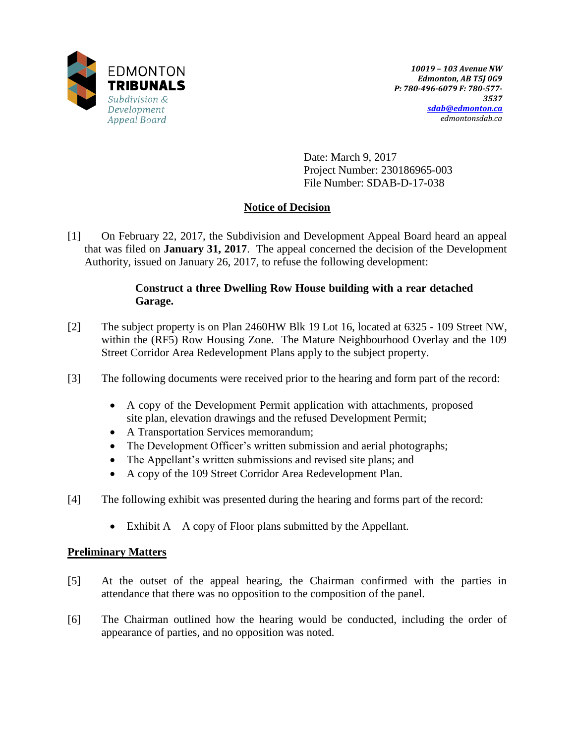EDMONTON **TRIBUNALS**
*Subdivision & Development Appeal Board*

***10019 – 103 Avenue NW***
***Edmonton, AB T5J 0G9***
***P: 780-496-6079 F: 780-577-3537***
***sdab@edmonton.ca***
*edmontonsdab.ca*

Date: March 9, 2017
Project Number: 230186965-003
File Number: SDAB-D-17-038

## Notice of Decision

[1] On February 22, 2017, the Subdivision and Development Appeal Board heard an appeal that was filed on **January 31, 2017**. The appeal concerned the decision of the Development Authority, issued on January 26, 2017, to refuse the following development:

> **Construct a three Dwelling Row House building with a rear detached Garage.**

[2] The subject property is on Plan 2460HW Blk 19 Lot 16, located at 6325 - 109 Street NW, within the (RF5) Row Housing Zone. The Mature Neighbourhood Overlay and the 109 Street Corridor Area Redevelopment Plans apply to the subject property.

[3] The following documents were received prior to the hearing and form part of the record:

- A copy of the Development Permit application with attachments, proposed site plan, elevation drawings and the refused Development Permit;
- A Transportation Services memorandum;
- The Development Officer's written submission and aerial photographs;
- The Appellant's written submissions and revised site plans; and
- A copy of the 109 Street Corridor Area Redevelopment Plan.

[4] The following exhibit was presented during the hearing and forms part of the record:

- Exhibit A – A copy of Floor plans submitted by the Appellant.

### Preliminary Matters

[5] At the outset of the appeal hearing, the Chairman confirmed with the parties in attendance that there was no opposition to the composition of the panel.

[6] The Chairman outlined how the hearing would be conducted, including the order of appearance of parties, and no opposition was noted.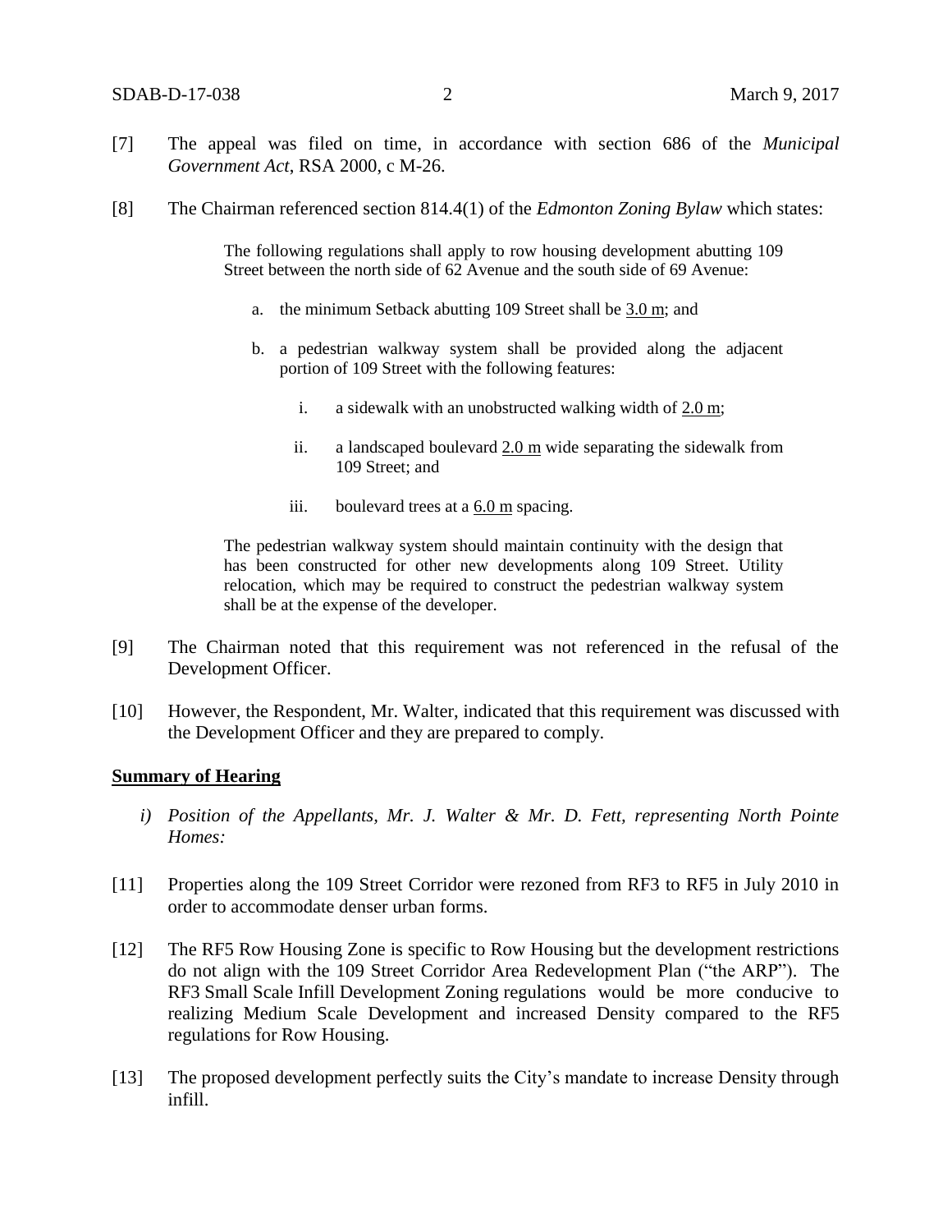[7] The appeal was filed on time, in accordance with section 686 of the *Municipal Government Act*, RSA 2000, c M-26.

[8] The Chairman referenced section 814.4(1) of the *Edmonton Zoning Bylaw* which states:

> The following regulations shall apply to row housing development abutting 109 Street between the north side of 62 Avenue and the south side of 69 Avenue:
>
> a. the minimum Setback abutting 109 Street shall be 3.0 m; and
>
> b. a pedestrian walkway system shall be provided along the adjacent portion of 109 Street with the following features:
>
> i. a sidewalk with an unobstructed walking width of 2.0 m;
>
> ii. a landscaped boulevard 2.0 m wide separating the sidewalk from 109 Street; and
>
> iii. boulevard trees at a 6.0 m spacing.
>
> The pedestrian walkway system should maintain continuity with the design that has been constructed for other new developments along 109 Street. Utility relocation, which may be required to construct the pedestrian walkway system shall be at the expense of the developer.

[9] The Chairman noted that this requirement was not referenced in the refusal of the Development Officer.

[10] However, the Respondent, Mr. Walter, indicated that this requirement was discussed with the Development Officer and they are prepared to comply.

**Summary of Hearing**

*i) Position of the Appellants, Mr. J. Walter & Mr. D. Fett, representing North Pointe Homes:*

[11] Properties along the 109 Street Corridor were rezoned from RF3 to RF5 in July 2010 in order to accommodate denser urban forms.

[12] The RF5 Row Housing Zone is specific to Row Housing but the development restrictions do not align with the 109 Street Corridor Area Redevelopment Plan ("the ARP"). The RF3 Small Scale Infill Development Zoning regulations would be more conducive to realizing Medium Scale Development and increased Density compared to the RF5 regulations for Row Housing.

[13] The proposed development perfectly suits the City's mandate to increase Density through infill.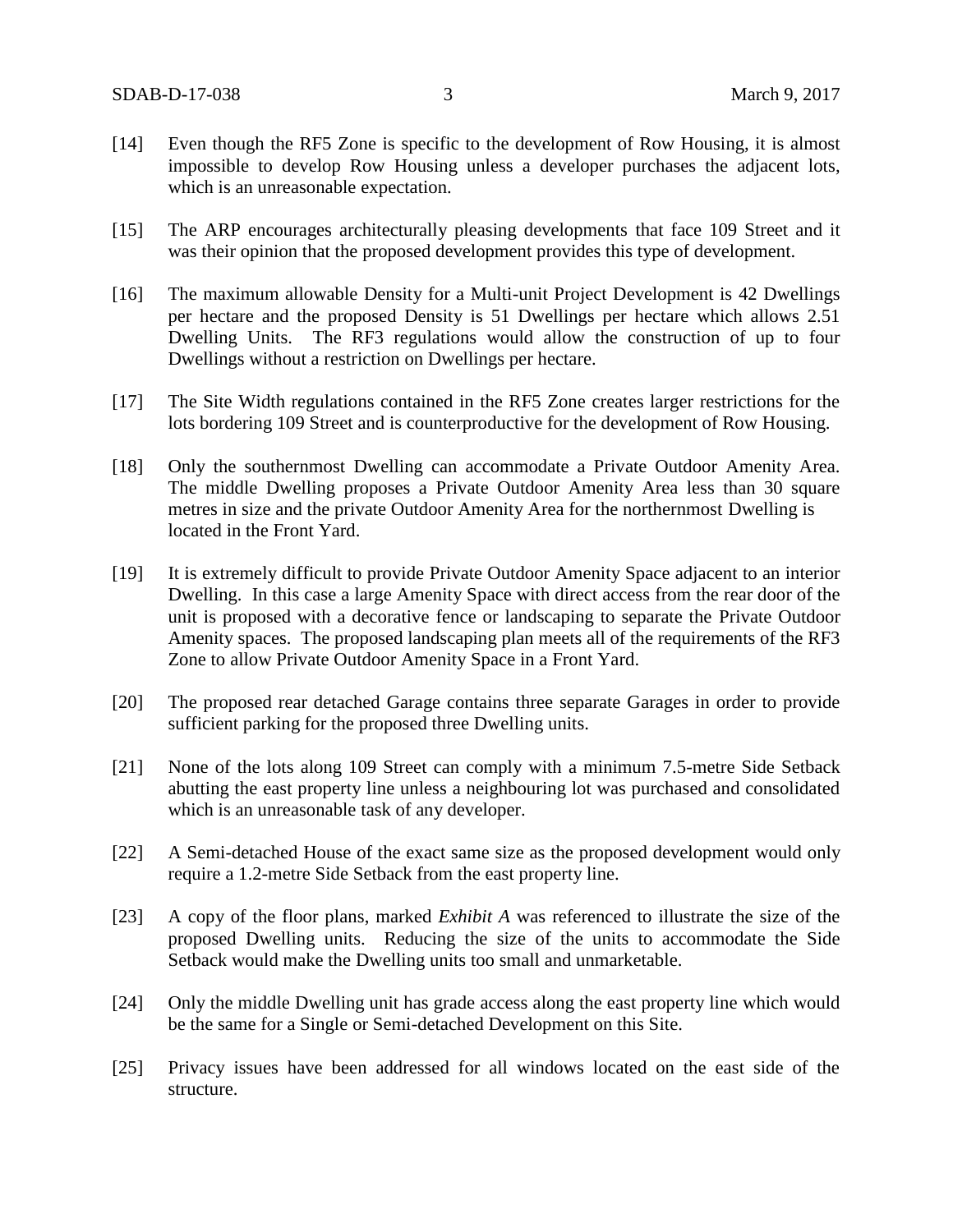[14] Even though the RF5 Zone is specific to the development of Row Housing, it is almost impossible to develop Row Housing unless a developer purchases the adjacent lots, which is an unreasonable expectation.

[15] The ARP encourages architecturally pleasing developments that face 109 Street and it was their opinion that the proposed development provides this type of development.

[16] The maximum allowable Density for a Multi-unit Project Development is 42 Dwellings per hectare and the proposed Density is 51 Dwellings per hectare which allows 2.51 Dwelling Units. The RF3 regulations would allow the construction of up to four Dwellings without a restriction on Dwellings per hectare.

[17] The Site Width regulations contained in the RF5 Zone creates larger restrictions for the lots bordering 109 Street and is counterproductive for the development of Row Housing.

[18] Only the southernmost Dwelling can accommodate a Private Outdoor Amenity Area. The middle Dwelling proposes a Private Outdoor Amenity Area less than 30 square metres in size and the private Outdoor Amenity Area for the northernmost Dwelling is located in the Front Yard.

[19] It is extremely difficult to provide Private Outdoor Amenity Space adjacent to an interior Dwelling. In this case a large Amenity Space with direct access from the rear door of the unit is proposed with a decorative fence or landscaping to separate the Private Outdoor Amenity spaces. The proposed landscaping plan meets all of the requirements of the RF3 Zone to allow Private Outdoor Amenity Space in a Front Yard.

[20] The proposed rear detached Garage contains three separate Garages in order to provide sufficient parking for the proposed three Dwelling units.

[21] None of the lots along 109 Street can comply with a minimum 7.5-metre Side Setback abutting the east property line unless a neighbouring lot was purchased and consolidated which is an unreasonable task of any developer.

[22] A Semi-detached House of the exact same size as the proposed development would only require a 1.2-metre Side Setback from the east property line.

[23] A copy of the floor plans, marked *Exhibit A* was referenced to illustrate the size of the proposed Dwelling units. Reducing the size of the units to accommodate the Side Setback would make the Dwelling units too small and unmarketable.

[24] Only the middle Dwelling unit has grade access along the east property line which would be the same for a Single or Semi-detached Development on this Site.

[25] Privacy issues have been addressed for all windows located on the east side of the structure.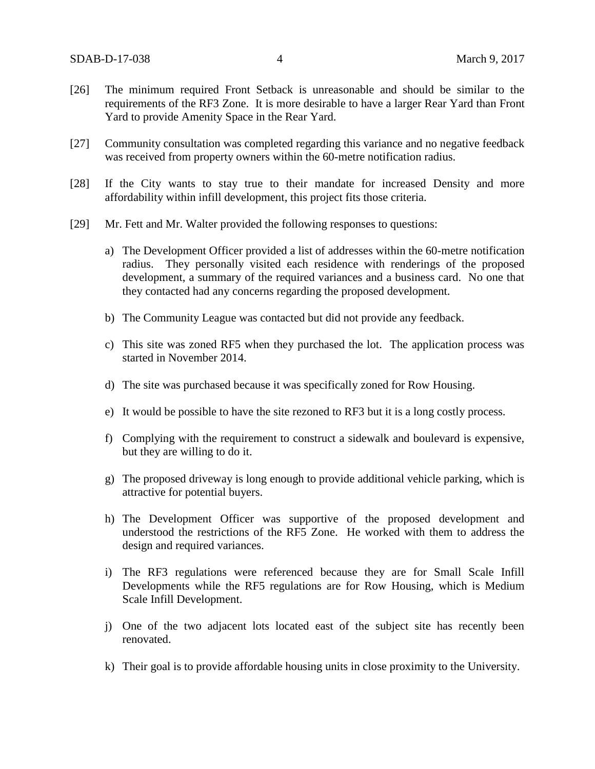[26] The minimum required Front Setback is unreasonable and should be similar to the requirements of the RF3 Zone. It is more desirable to have a larger Rear Yard than Front Yard to provide Amenity Space in the Rear Yard.

[27] Community consultation was completed regarding this variance and no negative feedback was received from property owners within the 60-metre notification radius.

[28] If the City wants to stay true to their mandate for increased Density and more affordability within infill development, this project fits those criteria.

[29] Mr. Fett and Mr. Walter provided the following responses to questions:

a) The Development Officer provided a list of addresses within the 60-metre notification radius. They personally visited each residence with renderings of the proposed development, a summary of the required variances and a business card. No one that they contacted had any concerns regarding the proposed development.

b) The Community League was contacted but did not provide any feedback.

c) This site was zoned RF5 when they purchased the lot. The application process was started in November 2014.

d) The site was purchased because it was specifically zoned for Row Housing.

e) It would be possible to have the site rezoned to RF3 but it is a long costly process.

f) Complying with the requirement to construct a sidewalk and boulevard is expensive, but they are willing to do it.

g) The proposed driveway is long enough to provide additional vehicle parking, which is attractive for potential buyers.

h) The Development Officer was supportive of the proposed development and understood the restrictions of the RF5 Zone. He worked with them to address the design and required variances.

i) The RF3 regulations were referenced because they are for Small Scale Infill Developments while the RF5 regulations are for Row Housing, which is Medium Scale Infill Development.

j) One of the two adjacent lots located east of the subject site has recently been renovated.

k) Their goal is to provide affordable housing units in close proximity to the University.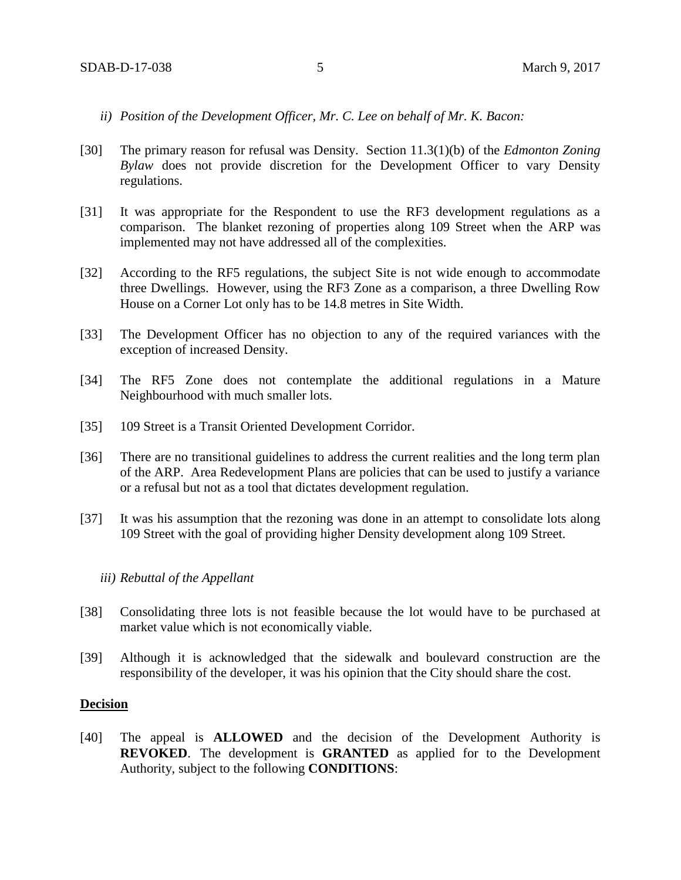*ii) Position of the Development Officer, Mr. C. Lee on behalf of Mr. K. Bacon:*

[30] The primary reason for refusal was Density. Section 11.3(1)(b) of the *Edmonton Zoning Bylaw* does not provide discretion for the Development Officer to vary Density regulations.

[31] It was appropriate for the Respondent to use the RF3 development regulations as a comparison. The blanket rezoning of properties along 109 Street when the ARP was implemented may not have addressed all of the complexities.

[32] According to the RF5 regulations, the subject Site is not wide enough to accommodate three Dwellings. However, using the RF3 Zone as a comparison, a three Dwelling Row House on a Corner Lot only has to be 14.8 metres in Site Width.

[33] The Development Officer has no objection to any of the required variances with the exception of increased Density.

[34] The RF5 Zone does not contemplate the additional regulations in a Mature Neighbourhood with much smaller lots.

[35] 109 Street is a Transit Oriented Development Corridor.

[36] There are no transitional guidelines to address the current realities and the long term plan of the ARP. Area Redevelopment Plans are policies that can be used to justify a variance or a refusal but not as a tool that dictates development regulation.

[37] It was his assumption that the rezoning was done in an attempt to consolidate lots along 109 Street with the goal of providing higher Density development along 109 Street.

*iii) Rebuttal of the Appellant*

[38] Consolidating three lots is not feasible because the lot would have to be purchased at market value which is not economically viable.

[39] Although it is acknowledged that the sidewalk and boulevard construction are the responsibility of the developer, it was his opinion that the City should share the cost.

**Decision**

[40] The appeal is **ALLOWED** and the decision of the Development Authority is **REVOKED**. The development is **GRANTED** as applied for to the Development Authority, subject to the following **CONDITIONS**: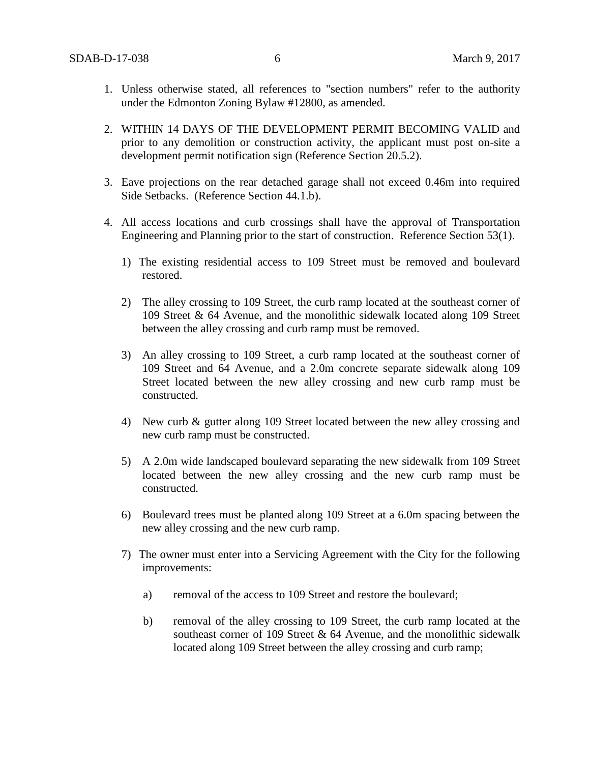1. Unless otherwise stated, all references to "section numbers" refer to the authority under the Edmonton Zoning Bylaw #12800, as amended.

2. WITHIN 14 DAYS OF THE DEVELOPMENT PERMIT BECOMING VALID and prior to any demolition or construction activity, the applicant must post on-site a development permit notification sign (Reference Section 20.5.2).

3. Eave projections on the rear detached garage shall not exceed 0.46m into required Side Setbacks. (Reference Section 44.1.b).

4. All access locations and curb crossings shall have the approval of Transportation Engineering and Planning prior to the start of construction. Reference Section 53(1).

   1) The existing residential access to 109 Street must be removed and boulevard restored.

   2) The alley crossing to 109 Street, the curb ramp located at the southeast corner of 109 Street & 64 Avenue, and the monolithic sidewalk located along 109 Street between the alley crossing and curb ramp must be removed.

   3) An alley crossing to 109 Street, a curb ramp located at the southeast corner of 109 Street and 64 Avenue, and a 2.0m concrete separate sidewalk along 109 Street located between the new alley crossing and new curb ramp must be constructed.

   4) New curb & gutter along 109 Street located between the new alley crossing and new curb ramp must be constructed.

   5) A 2.0m wide landscaped boulevard separating the new sidewalk from 109 Street located between the new alley crossing and the new curb ramp must be constructed.

   6) Boulevard trees must be planted along 109 Street at a 6.0m spacing between the new alley crossing and the new curb ramp.

   7) The owner must enter into a Servicing Agreement with the City for the following improvements:

      a) removal of the access to 109 Street and restore the boulevard;

      b) removal of the alley crossing to 109 Street, the curb ramp located at the southeast corner of 109 Street & 64 Avenue, and the monolithic sidewalk located along 109 Street between the alley crossing and curb ramp;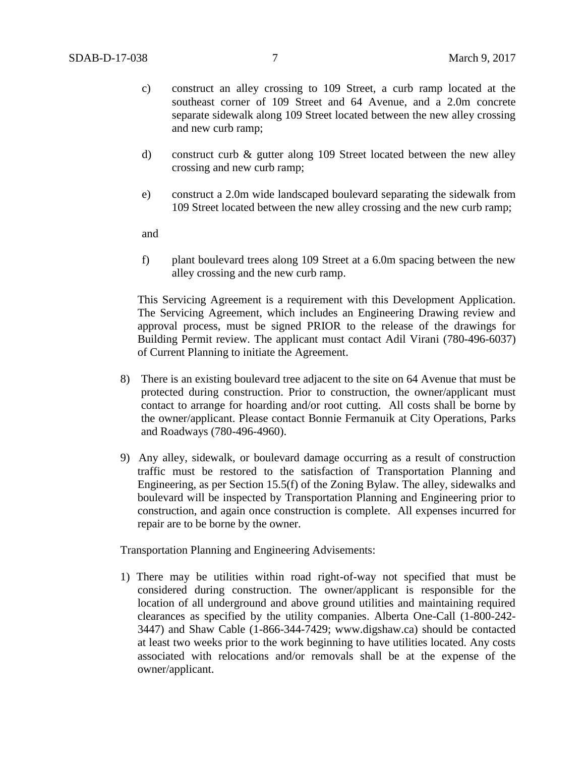c) construct an alley crossing to 109 Street, a curb ramp located at the southeast corner of 109 Street and 64 Avenue, and a 2.0m concrete separate sidewalk along 109 Street located between the new alley crossing and new curb ramp;

d) construct curb & gutter along 109 Street located between the new alley crossing and new curb ramp;

e) construct a 2.0m wide landscaped boulevard separating the sidewalk from 109 Street located between the new alley crossing and the new curb ramp;

and

f) plant boulevard trees along 109 Street at a 6.0m spacing between the new alley crossing and the new curb ramp.

This Servicing Agreement is a requirement with this Development Application. The Servicing Agreement, which includes an Engineering Drawing review and approval process, must be signed PRIOR to the release of the drawings for Building Permit review. The applicant must contact Adil Virani (780-496-6037) of Current Planning to initiate the Agreement.

8) There is an existing boulevard tree adjacent to the site on 64 Avenue that must be protected during construction. Prior to construction, the owner/applicant must contact to arrange for hoarding and/or root cutting. All costs shall be borne by the owner/applicant. Please contact Bonnie Fermanuik at City Operations, Parks and Roadways (780-496-4960).

9) Any alley, sidewalk, or boulevard damage occurring as a result of construction traffic must be restored to the satisfaction of Transportation Planning and Engineering, as per Section 15.5(f) of the Zoning Bylaw. The alley, sidewalks and boulevard will be inspected by Transportation Planning and Engineering prior to construction, and again once construction is complete. All expenses incurred for repair are to be borne by the owner.

Transportation Planning and Engineering Advisements:

1) There may be utilities within road right-of-way not specified that must be considered during construction. The owner/applicant is responsible for the location of all underground and above ground utilities and maintaining required clearances as specified by the utility companies. Alberta One-Call (1-800-242-3447) and Shaw Cable (1-866-344-7429; www.digshaw.ca) should be contacted at least two weeks prior to the work beginning to have utilities located. Any costs associated with relocations and/or removals shall be at the expense of the owner/applicant.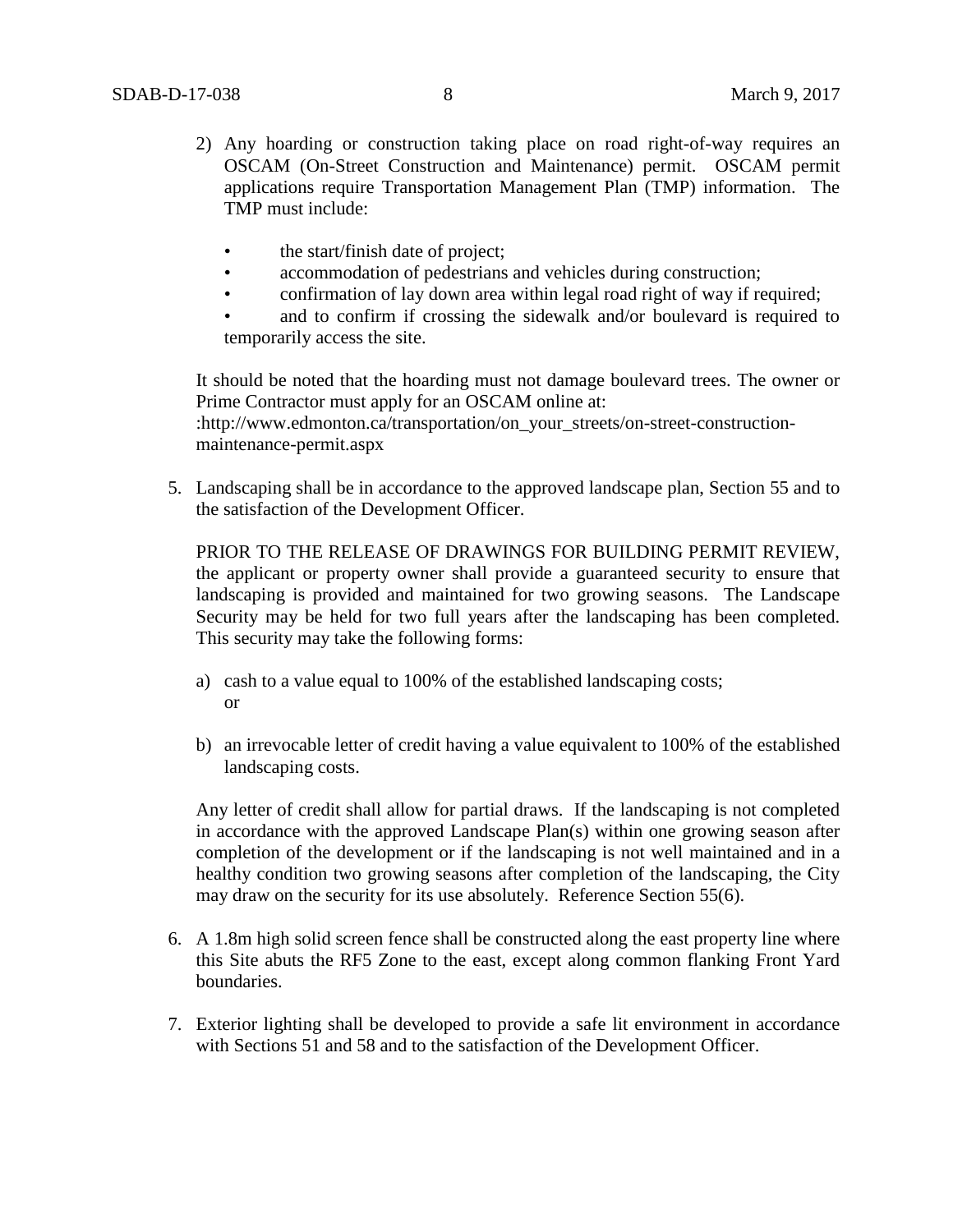2) Any hoarding or construction taking place on road right-of-way requires an OSCAM (On-Street Construction and Maintenance) permit. OSCAM permit applications require Transportation Management Plan (TMP) information. The TMP must include:

- the start/finish date of project;
- accommodation of pedestrians and vehicles during construction;
- confirmation of lay down area within legal road right of way if required;
- and to confirm if crossing the sidewalk and/or boulevard is required to temporarily access the site.

It should be noted that the hoarding must not damage boulevard trees. The owner or Prime Contractor must apply for an OSCAM online at: :http://www.edmonton.ca/transportation/on_your_streets/on-street-construction-maintenance-permit.aspx

5. Landscaping shall be in accordance to the approved landscape plan, Section 55 and to the satisfaction of the Development Officer.

   PRIOR TO THE RELEASE OF DRAWINGS FOR BUILDING PERMIT REVIEW, the applicant or property owner shall provide a guaranteed security to ensure that landscaping is provided and maintained for two growing seasons. The Landscape Security may be held for two full years after the landscaping has been completed. This security may take the following forms:

   a) cash to a value equal to 100% of the established landscaping costs; or

   b) an irrevocable letter of credit having a value equivalent to 100% of the established landscaping costs.

   Any letter of credit shall allow for partial draws. If the landscaping is not completed in accordance with the approved Landscape Plan(s) within one growing season after completion of the development or if the landscaping is not well maintained and in a healthy condition two growing seasons after completion of the landscaping, the City may draw on the security for its use absolutely. Reference Section 55(6).

6. A 1.8m high solid screen fence shall be constructed along the east property line where this Site abuts the RF5 Zone to the east, except along common flanking Front Yard boundaries.

7. Exterior lighting shall be developed to provide a safe lit environment in accordance with Sections 51 and 58 and to the satisfaction of the Development Officer.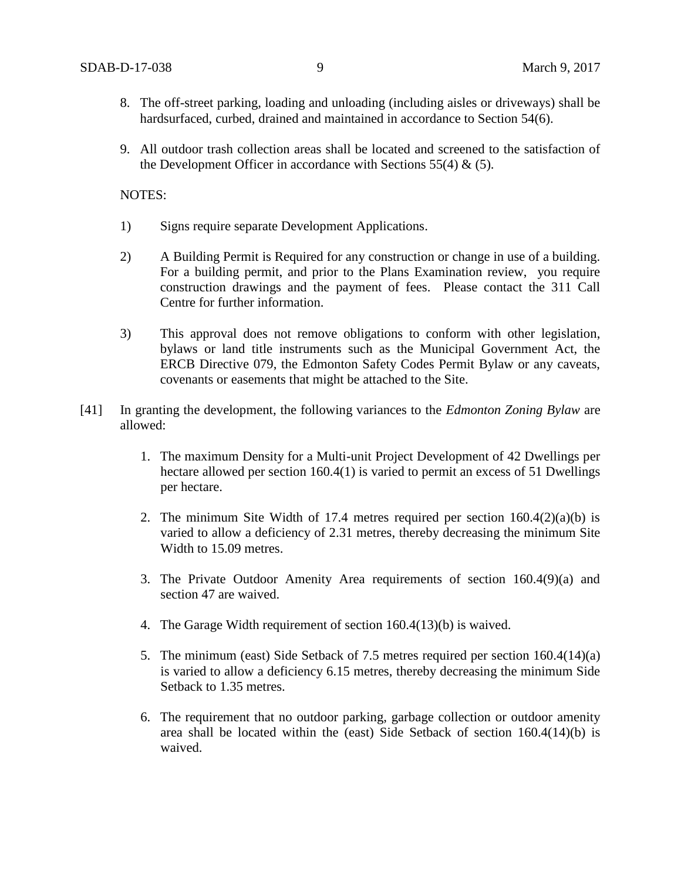8. The off-street parking, loading and unloading (including aisles or driveways) shall be hardsurfaced, curbed, drained and maintained in accordance to Section 54(6).

9. All outdoor trash collection areas shall be located and screened to the satisfaction of the Development Officer in accordance with Sections 55(4) & (5).

NOTES:

1) Signs require separate Development Applications.

2) A Building Permit is Required for any construction or change in use of a building. For a building permit, and prior to the Plans Examination review, you require construction drawings and the payment of fees. Please contact the 311 Call Centre for further information.

3) This approval does not remove obligations to conform with other legislation, bylaws or land title instruments such as the Municipal Government Act, the ERCB Directive 079, the Edmonton Safety Codes Permit Bylaw or any caveats, covenants or easements that might be attached to the Site.

[41] In granting the development, the following variances to the *Edmonton Zoning Bylaw* are allowed:

1. The maximum Density for a Multi-unit Project Development of 42 Dwellings per hectare allowed per section 160.4(1) is varied to permit an excess of 51 Dwellings per hectare.

2. The minimum Site Width of 17.4 metres required per section 160.4(2)(a)(b) is varied to allow a deficiency of 2.31 metres, thereby decreasing the minimum Site Width to 15.09 metres.

3. The Private Outdoor Amenity Area requirements of section 160.4(9)(a) and section 47 are waived.

4. The Garage Width requirement of section 160.4(13)(b) is waived.

5. The minimum (east) Side Setback of 7.5 metres required per section 160.4(14)(a) is varied to allow a deficiency 6.15 metres, thereby decreasing the minimum Side Setback to 1.35 metres.

6. The requirement that no outdoor parking, garbage collection or outdoor amenity area shall be located within the (east) Side Setback of section 160.4(14)(b) is waived.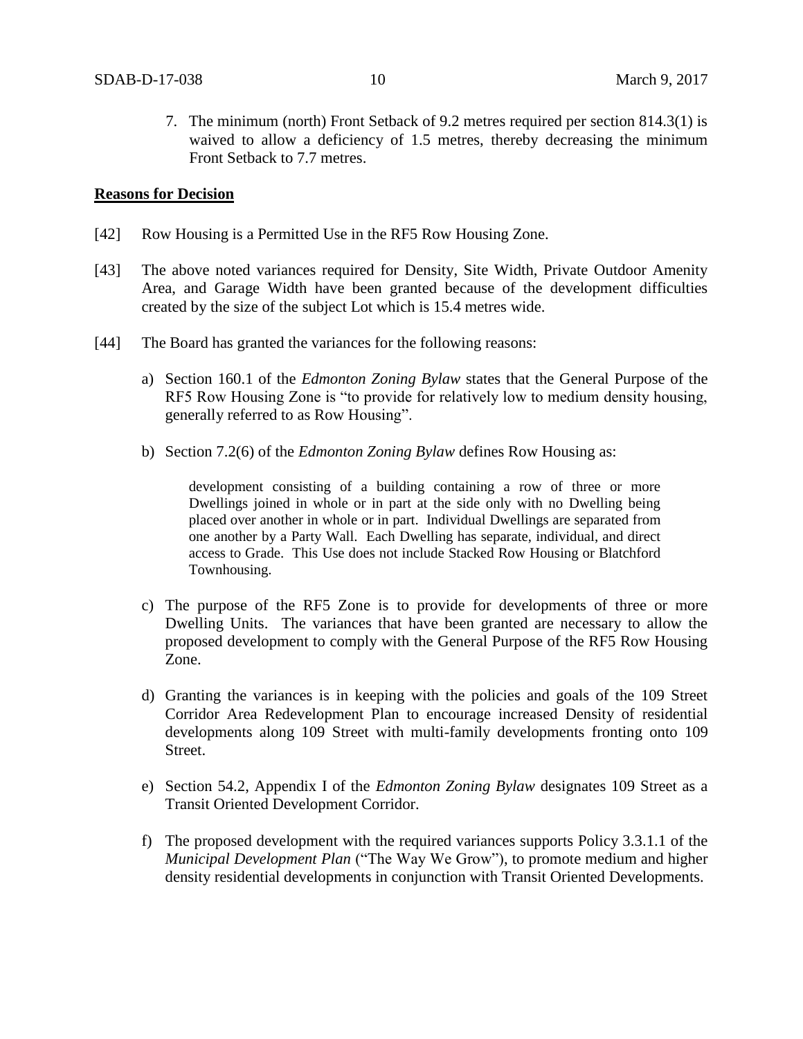7. The minimum (north) Front Setback of 9.2 metres required per section 814.3(1) is waived to allow a deficiency of 1.5 metres, thereby decreasing the minimum Front Setback to 7.7 metres.

**Reasons for Decision**

[42] Row Housing is a Permitted Use in the RF5 Row Housing Zone.

[43] The above noted variances required for Density, Site Width, Private Outdoor Amenity Area, and Garage Width have been granted because of the development difficulties created by the size of the subject Lot which is 15.4 metres wide.

[44] The Board has granted the variances for the following reasons:

a) Section 160.1 of the *Edmonton Zoning Bylaw* states that the General Purpose of the RF5 Row Housing Zone is "to provide for relatively low to medium density housing, generally referred to as Row Housing".

b) Section 7.2(6) of the *Edmonton Zoning Bylaw* defines Row Housing as:

> development consisting of a building containing a row of three or more Dwellings joined in whole or in part at the side only with no Dwelling being placed over another in whole or in part. Individual Dwellings are separated from one another by a Party Wall. Each Dwelling has separate, individual, and direct access to Grade. This Use does not include Stacked Row Housing or Blatchford Townhousing.

c) The purpose of the RF5 Zone is to provide for developments of three or more Dwelling Units. The variances that have been granted are necessary to allow the proposed development to comply with the General Purpose of the RF5 Row Housing Zone.

d) Granting the variances is in keeping with the policies and goals of the 109 Street Corridor Area Redevelopment Plan to encourage increased Density of residential developments along 109 Street with multi-family developments fronting onto 109 Street.

e) Section 54.2, Appendix I of the *Edmonton Zoning Bylaw* designates 109 Street as a Transit Oriented Development Corridor.

f) The proposed development with the required variances supports Policy 3.3.1.1 of the *Municipal Development Plan* ("The Way We Grow"), to promote medium and higher density residential developments in conjunction with Transit Oriented Developments.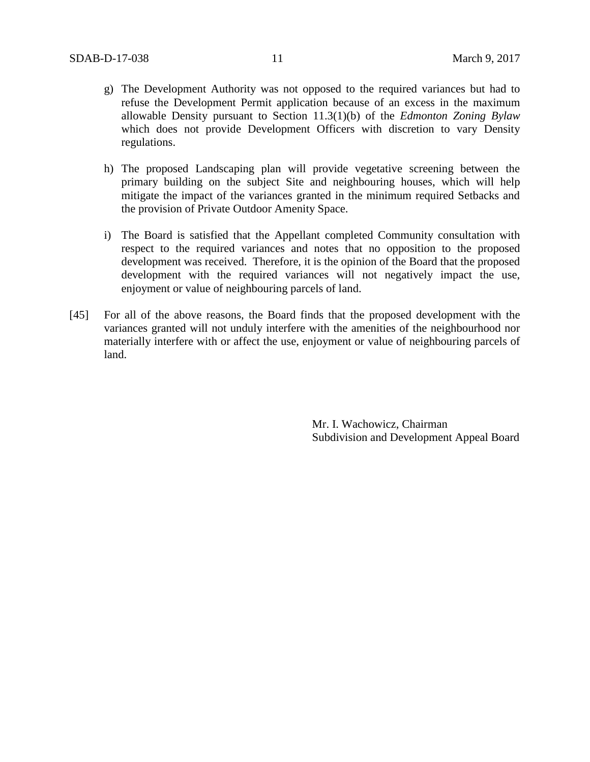g) The Development Authority was not opposed to the required variances but had to refuse the Development Permit application because of an excess in the maximum allowable Density pursuant to Section 11.3(1)(b) of the *Edmonton Zoning Bylaw* which does not provide Development Officers with discretion to vary Density regulations.

h) The proposed Landscaping plan will provide vegetative screening between the primary building on the subject Site and neighbouring houses, which will help mitigate the impact of the variances granted in the minimum required Setbacks and the provision of Private Outdoor Amenity Space.

i) The Board is satisfied that the Appellant completed Community consultation with respect to the required variances and notes that no opposition to the proposed development was received. Therefore, it is the opinion of the Board that the proposed development with the required variances will not negatively impact the use, enjoyment or value of neighbouring parcels of land.

[45] For all of the above reasons, the Board finds that the proposed development with the variances granted will not unduly interfere with the amenities of the neighbourhood nor materially interfere with or affect the use, enjoyment or value of neighbouring parcels of land.

Mr. I. Wachowicz, Chairman
Subdivision and Development Appeal Board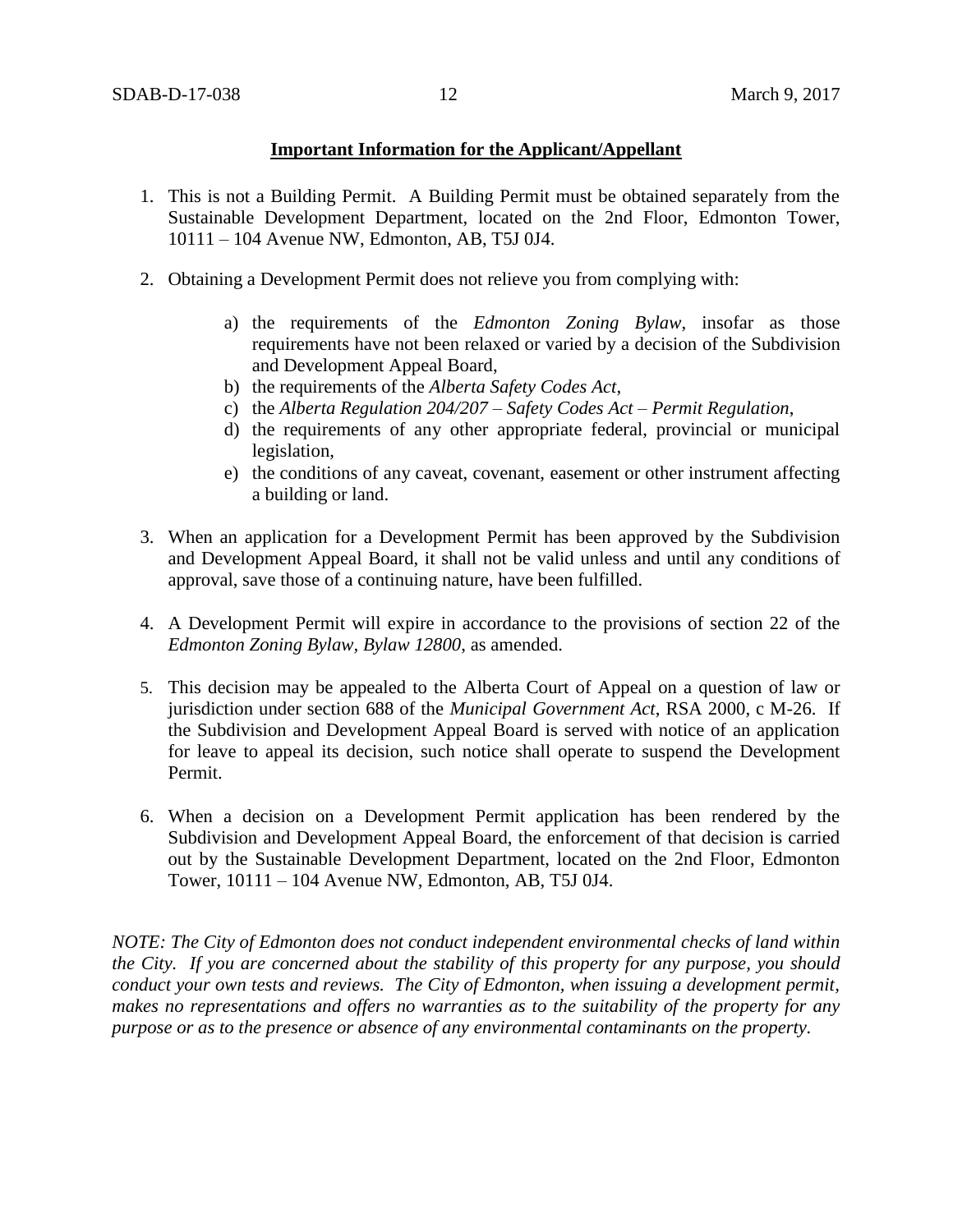**Important Information for the Applicant/Appellant**

1. This is not a Building Permit. A Building Permit must be obtained separately from the Sustainable Development Department, located on the 2nd Floor, Edmonton Tower, 10111 – 104 Avenue NW, Edmonton, AB, T5J 0J4.

2. Obtaining a Development Permit does not relieve you from complying with:

    a) the requirements of the *Edmonton Zoning Bylaw*, insofar as those requirements have not been relaxed or varied by a decision of the Subdivision and Development Appeal Board,
    b) the requirements of the *Alberta Safety Codes Act*,
    c) the *Alberta Regulation 204/207 – Safety Codes Act – Permit Regulation*,
    d) the requirements of any other appropriate federal, provincial or municipal legislation,
    e) the conditions of any caveat, covenant, easement or other instrument affecting a building or land.

3. When an application for a Development Permit has been approved by the Subdivision and Development Appeal Board, it shall not be valid unless and until any conditions of approval, save those of a continuing nature, have been fulfilled.

4. A Development Permit will expire in accordance to the provisions of section 22 of the *Edmonton Zoning Bylaw, Bylaw 12800*, as amended.

5. This decision may be appealed to the Alberta Court of Appeal on a question of law or jurisdiction under section 688 of the *Municipal Government Act*, RSA 2000, c M-26. If the Subdivision and Development Appeal Board is served with notice of an application for leave to appeal its decision, such notice shall operate to suspend the Development Permit.

6. When a decision on a Development Permit application has been rendered by the Subdivision and Development Appeal Board, the enforcement of that decision is carried out by the Sustainable Development Department, located on the 2nd Floor, Edmonton Tower, 10111 – 104 Avenue NW, Edmonton, AB, T5J 0J4.

*NOTE: The City of Edmonton does not conduct independent environmental checks of land within the City. If you are concerned about the stability of this property for any purpose, you should conduct your own tests and reviews. The City of Edmonton, when issuing a development permit, makes no representations and offers no warranties as to the suitability of the property for any purpose or as to the presence or absence of any environmental contaminants on the property.*